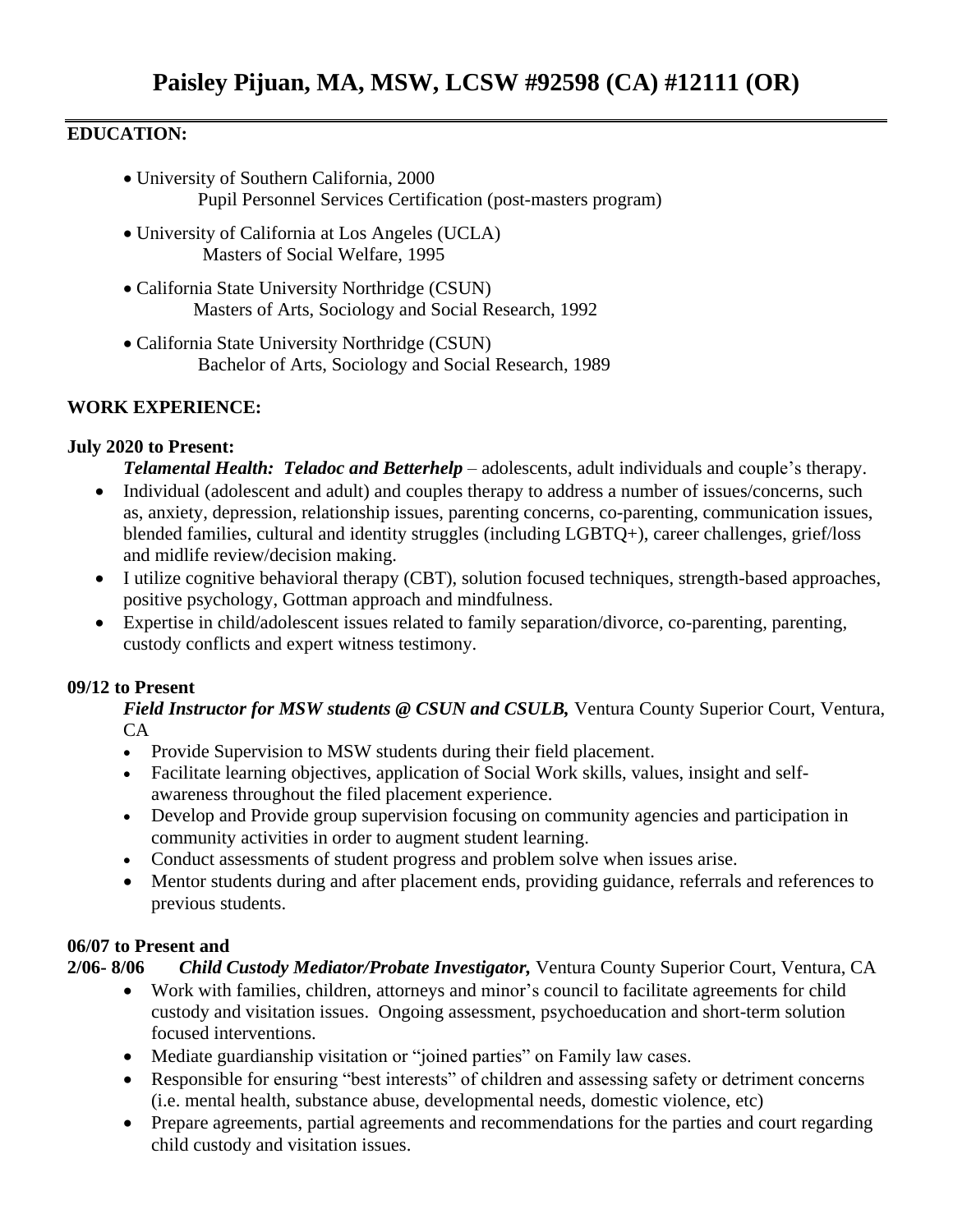# Paisley Pijuan, MA, MSW, LCSW #92598 (CA) #12111 (OR)

## EDUCATION:

- University of Southern California, 2000
  Pupil Personnel Services Certification (post-masters program)
- University of California at Los Angeles (UCLA)
  Masters of Social Welfare, 1995
- California State University Northridge (CSUN)
  Masters of Arts, Sociology and Social Research, 1992
- California State University Northridge (CSUN)
  Bachelor of Arts, Sociology and Social Research, 1989

## WORK EXPERIENCE:

**July 2020 to Present:**

***Telamental Health: Teladoc and Betterhelp*** – adolescents, adult individuals and couple's therapy.

- Individual (adolescent and adult) and couples therapy to address a number of issues/concerns, such as, anxiety, depression, relationship issues, parenting concerns, co-parenting, communication issues, blended families, cultural and identity struggles (including LGBTQ+), career challenges, grief/loss and midlife review/decision making.
- I utilize cognitive behavioral therapy (CBT), solution focused techniques, strength-based approaches, positive psychology, Gottman approach and mindfulness.
- Expertise in child/adolescent issues related to family separation/divorce, co-parenting, parenting, custody conflicts and expert witness testimony.

**09/12 to Present**

***Field Instructor for MSW students @ CSUN and CSULB,*** Ventura County Superior Court, Ventura, CA

- Provide Supervision to MSW students during their field placement.
- Facilitate learning objectives, application of Social Work skills, values, insight and self-awareness throughout the filed placement experience.
- Develop and Provide group supervision focusing on community agencies and participation in community activities in order to augment student learning.
- Conduct assessments of student progress and problem solve when issues arise.
- Mentor students during and after placement ends, providing guidance, referrals and references to previous students.

**06/07 to Present and**
**2/06- 8/06** ***Child Custody Mediator/Probate Investigator,*** Ventura County Superior Court, Ventura, CA

- Work with families, children, attorneys and minor's council to facilitate agreements for child custody and visitation issues. Ongoing assessment, psychoeducation and short-term solution focused interventions.
- Mediate guardianship visitation or "joined parties" on Family law cases.
- Responsible for ensuring "best interests" of children and assessing safety or detriment concerns (i.e. mental health, substance abuse, developmental needs, domestic violence, etc)
- Prepare agreements, partial agreements and recommendations for the parties and court regarding child custody and visitation issues.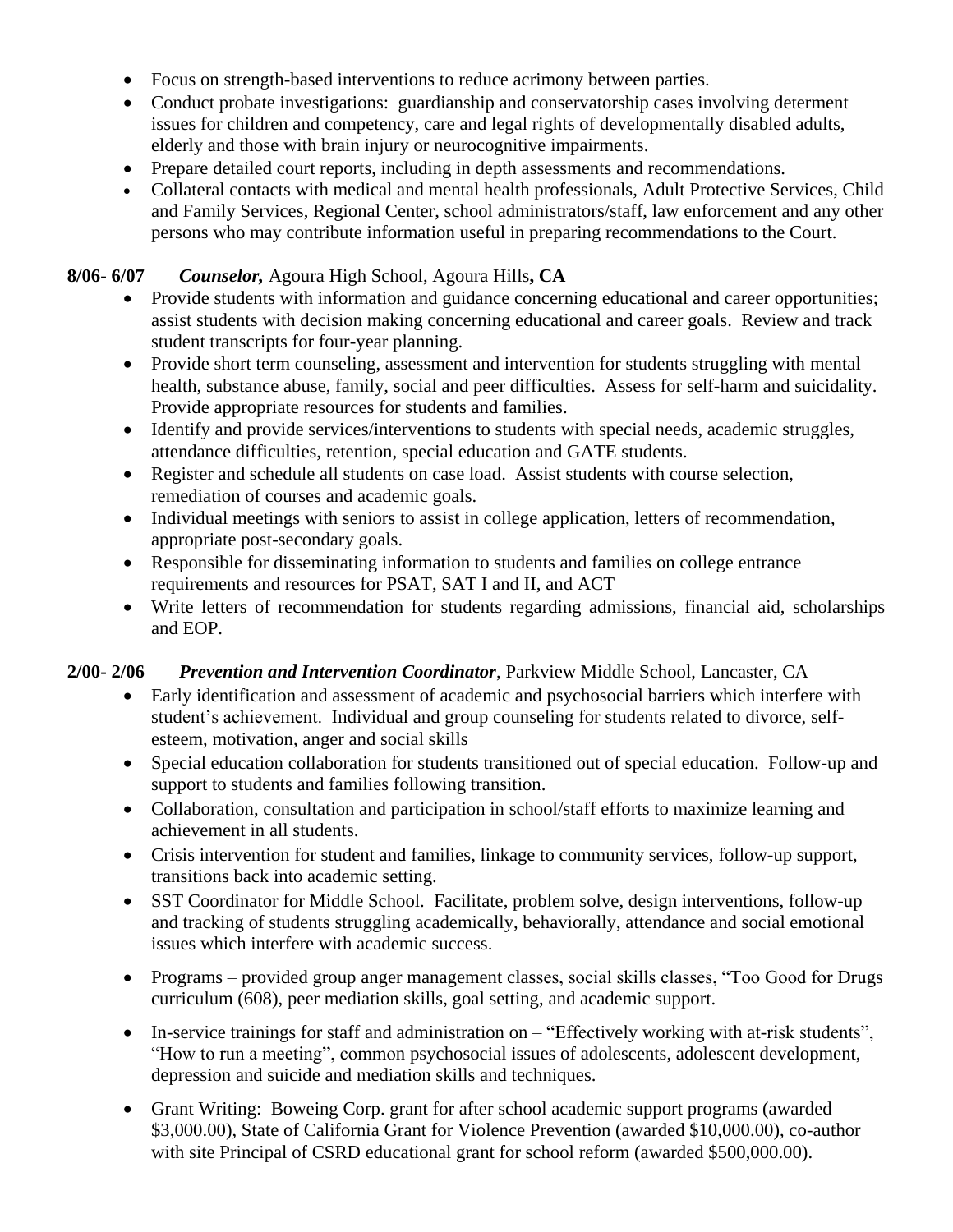- Focus on strength-based interventions to reduce acrimony between parties.
- Conduct probate investigations: guardianship and conservatorship cases involving determent issues for children and competency, care and legal rights of developmentally disabled adults, elderly and those with brain injury or neurocognitive impairments.
- Prepare detailed court reports, including in depth assessments and recommendations.
- Collateral contacts with medical and mental health professionals, Adult Protective Services, Child and Family Services, Regional Center, school administrators/staff, law enforcement and any other persons who may contribute information useful in preparing recommendations to the Court.

**8/06- 6/07** ***Counselor,*** Agoura High School, Agoura Hills**, CA**

- Provide students with information and guidance concerning educational and career opportunities; assist students with decision making concerning educational and career goals. Review and track student transcripts for four-year planning.
- Provide short term counseling, assessment and intervention for students struggling with mental health, substance abuse, family, social and peer difficulties. Assess for self-harm and suicidality. Provide appropriate resources for students and families.
- Identify and provide services/interventions to students with special needs, academic struggles, attendance difficulties, retention, special education and GATE students.
- Register and schedule all students on case load. Assist students with course selection, remediation of courses and academic goals.
- Individual meetings with seniors to assist in college application, letters of recommendation, appropriate post-secondary goals.
- Responsible for disseminating information to students and families on college entrance requirements and resources for PSAT, SAT I and II, and ACT
- Write letters of recommendation for students regarding admissions, financial aid, scholarships and EOP.

**2/00- 2/06** ***Prevention and Intervention Coordinator***, Parkview Middle School, Lancaster, CA

- Early identification and assessment of academic and psychosocial barriers which interfere with student's achievement. Individual and group counseling for students related to divorce, self-esteem, motivation, anger and social skills
- Special education collaboration for students transitioned out of special education. Follow-up and support to students and families following transition.
- Collaboration, consultation and participation in school/staff efforts to maximize learning and achievement in all students.
- Crisis intervention for student and families, linkage to community services, follow-up support, transitions back into academic setting.
- SST Coordinator for Middle School. Facilitate, problem solve, design interventions, follow-up and tracking of students struggling academically, behaviorally, attendance and social emotional issues which interfere with academic success.
- Programs – provided group anger management classes, social skills classes, "Too Good for Drugs curriculum (608), peer mediation skills, goal setting, and academic support.
- In-service trainings for staff and administration on – "Effectively working with at-risk students", "How to run a meeting", common psychosocial issues of adolescents, adolescent development, depression and suicide and mediation skills and techniques.
- Grant Writing: Boweing Corp. grant for after school academic support programs (awarded $3,000.00), State of California Grant for Violence Prevention (awarded $10,000.00), co-author with site Principal of CSRD educational grant for school reform (awarded $500,000.00).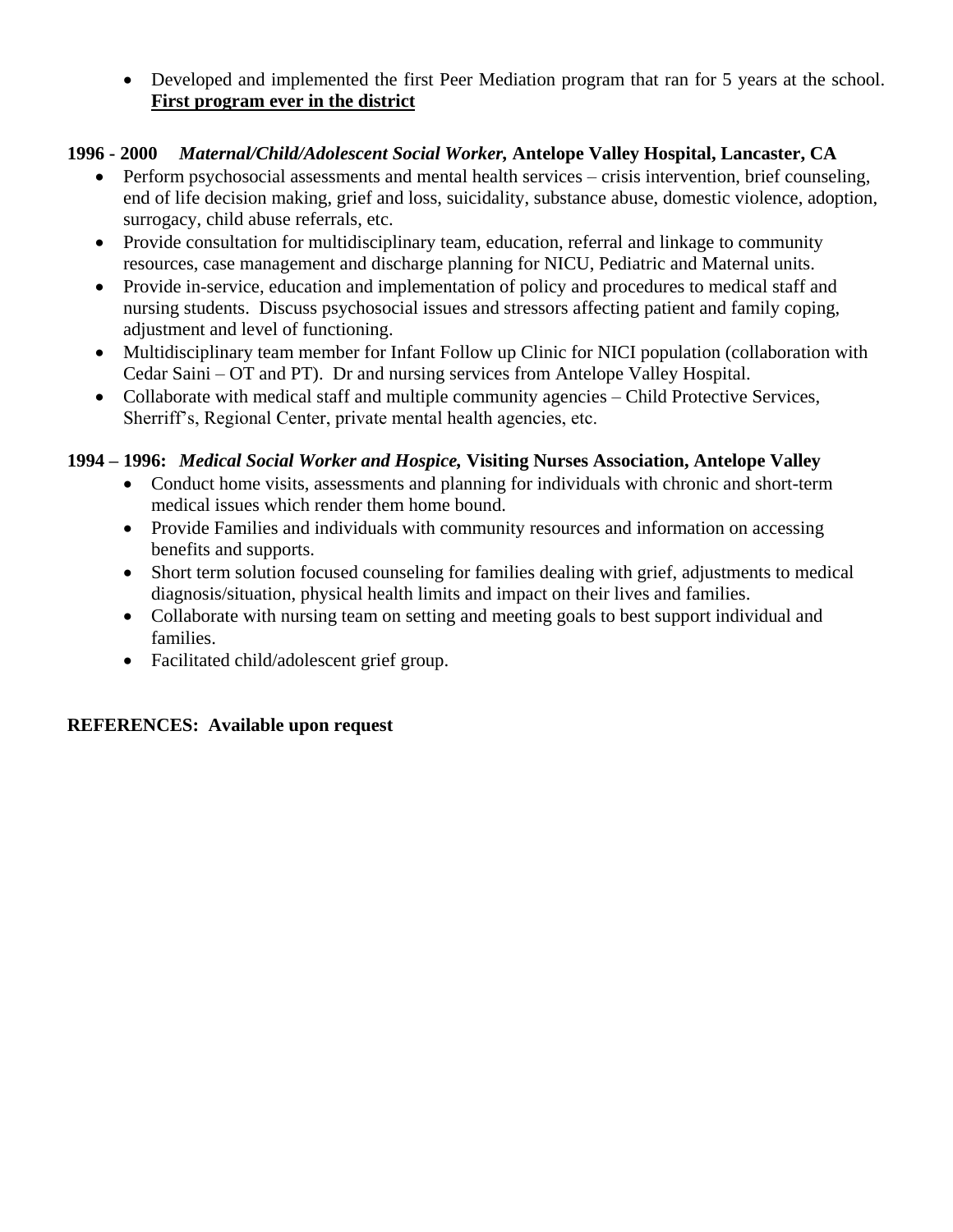- Developed and implemented the first Peer Mediation program that ran for 5 years at the school. **First program ever in the district**

**1996 - 2000** ***Maternal/Child/Adolescent Social Worker,*** **Antelope Valley Hospital, Lancaster, CA**

- Perform psychosocial assessments and mental health services – crisis intervention, brief counseling, end of life decision making, grief and loss, suicidality, substance abuse, domestic violence, adoption, surrogacy, child abuse referrals, etc.
- Provide consultation for multidisciplinary team, education, referral and linkage to community resources, case management and discharge planning for NICU, Pediatric and Maternal units.
- Provide in-service, education and implementation of policy and procedures to medical staff and nursing students. Discuss psychosocial issues and stressors affecting patient and family coping, adjustment and level of functioning.
- Multidisciplinary team member for Infant Follow up Clinic for NICI population (collaboration with Cedar Saini – OT and PT). Dr and nursing services from Antelope Valley Hospital.
- Collaborate with medical staff and multiple community agencies – Child Protective Services, Sherriff's, Regional Center, private mental health agencies, etc.

**1994 – 1996:** ***Medical Social Worker and Hospice,*** **Visiting Nurses Association, Antelope Valley**

- Conduct home visits, assessments and planning for individuals with chronic and short-term medical issues which render them home bound.
- Provide Families and individuals with community resources and information on accessing benefits and supports.
- Short term solution focused counseling for families dealing with grief, adjustments to medical diagnosis/situation, physical health limits and impact on their lives and families.
- Collaborate with nursing team on setting and meeting goals to best support individual and families.
- Facilitated child/adolescent grief group.

**REFERENCES: Available upon request**